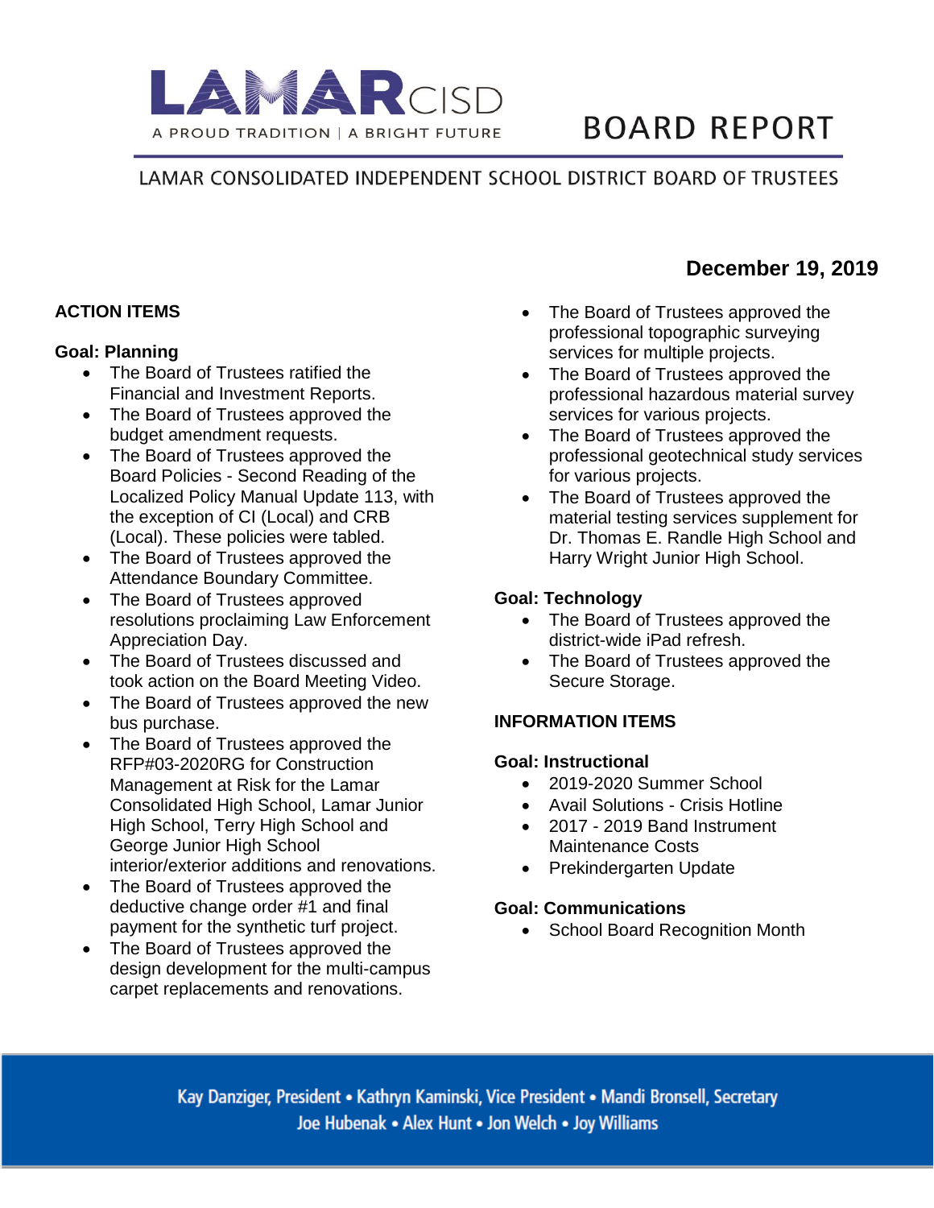LAMAR CISD

A PROUD TRADITION | A BRIGHT FUTURE

# BOARD REPORT

LAMAR CONSOLIDATED INDEPENDENT SCHOOL DISTRICT BOARD OF TRUSTEES

**December 19, 2019**

## ACTION ITEMS

### Goal: Planning

- The Board of Trustees ratified the Financial and Investment Reports.
- The Board of Trustees approved the budget amendment requests.
- The Board of Trustees approved the Board Policies - Second Reading of the Localized Policy Manual Update 113, with the exception of CI (Local) and CRB (Local). These policies were tabled.
- The Board of Trustees approved the Attendance Boundary Committee.
- The Board of Trustees approved resolutions proclaiming Law Enforcement Appreciation Day.
- The Board of Trustees discussed and took action on the Board Meeting Video.
- The Board of Trustees approved the new bus purchase.
- The Board of Trustees approved the RFP#03-2020RG for Construction Management at Risk for the Lamar Consolidated High School, Lamar Junior High School, Terry High School and George Junior High School interior/exterior additions and renovations.
- The Board of Trustees approved the deductive change order #1 and final payment for the synthetic turf project.
- The Board of Trustees approved the design development for the multi-campus carpet replacements and renovations.
- The Board of Trustees approved the professional topographic surveying services for multiple projects.
- The Board of Trustees approved the professional hazardous material survey services for various projects.
- The Board of Trustees approved the professional geotechnical study services for various projects.
- The Board of Trustees approved the material testing services supplement for Dr. Thomas E. Randle High School and Harry Wright Junior High School.

### Goal: Technology

- The Board of Trustees approved the district-wide iPad refresh.
- The Board of Trustees approved the Secure Storage.

## INFORMATION ITEMS

### Goal: Instructional

- 2019-2020 Summer School
- Avail Solutions - Crisis Hotline
- 2017 - 2019 Band Instrument Maintenance Costs
- Prekindergarten Update

### Goal: Communications

- School Board Recognition Month

Kay Danziger, President • Kathryn Kaminski, Vice President • Mandi Bronsell, Secretary
Joe Hubenak • Alex Hunt • Jon Welch • Joy Williams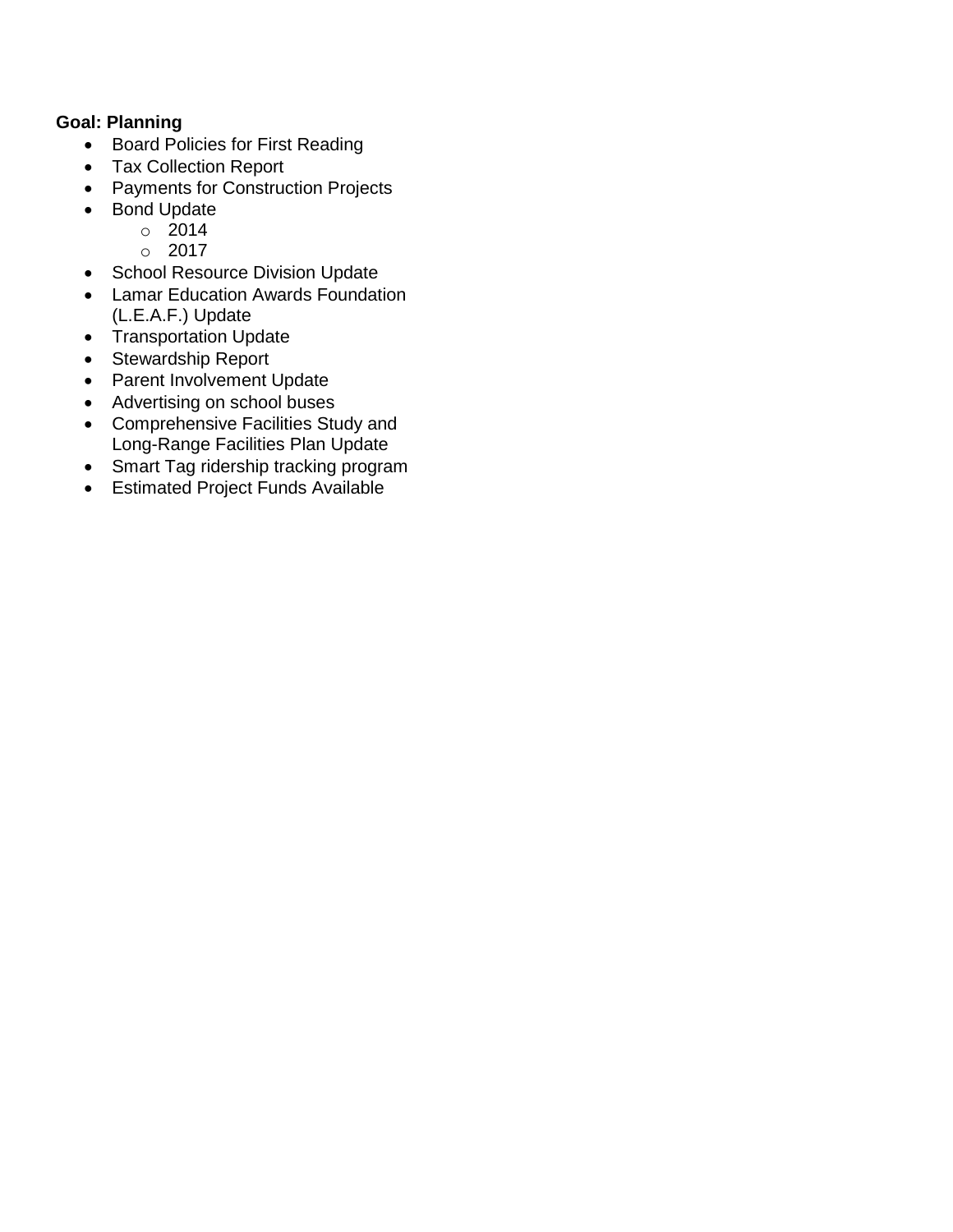**Goal: Planning**

- Board Policies for First Reading
- Tax Collection Report
- Payments for Construction Projects
- Bond Update
  - 2014
  - 2017
- School Resource Division Update
- Lamar Education Awards Foundation (L.E.A.F.) Update
- Transportation Update
- Stewardship Report
- Parent Involvement Update
- Advertising on school buses
- Comprehensive Facilities Study and Long-Range Facilities Plan Update
- Smart Tag ridership tracking program
- Estimated Project Funds Available